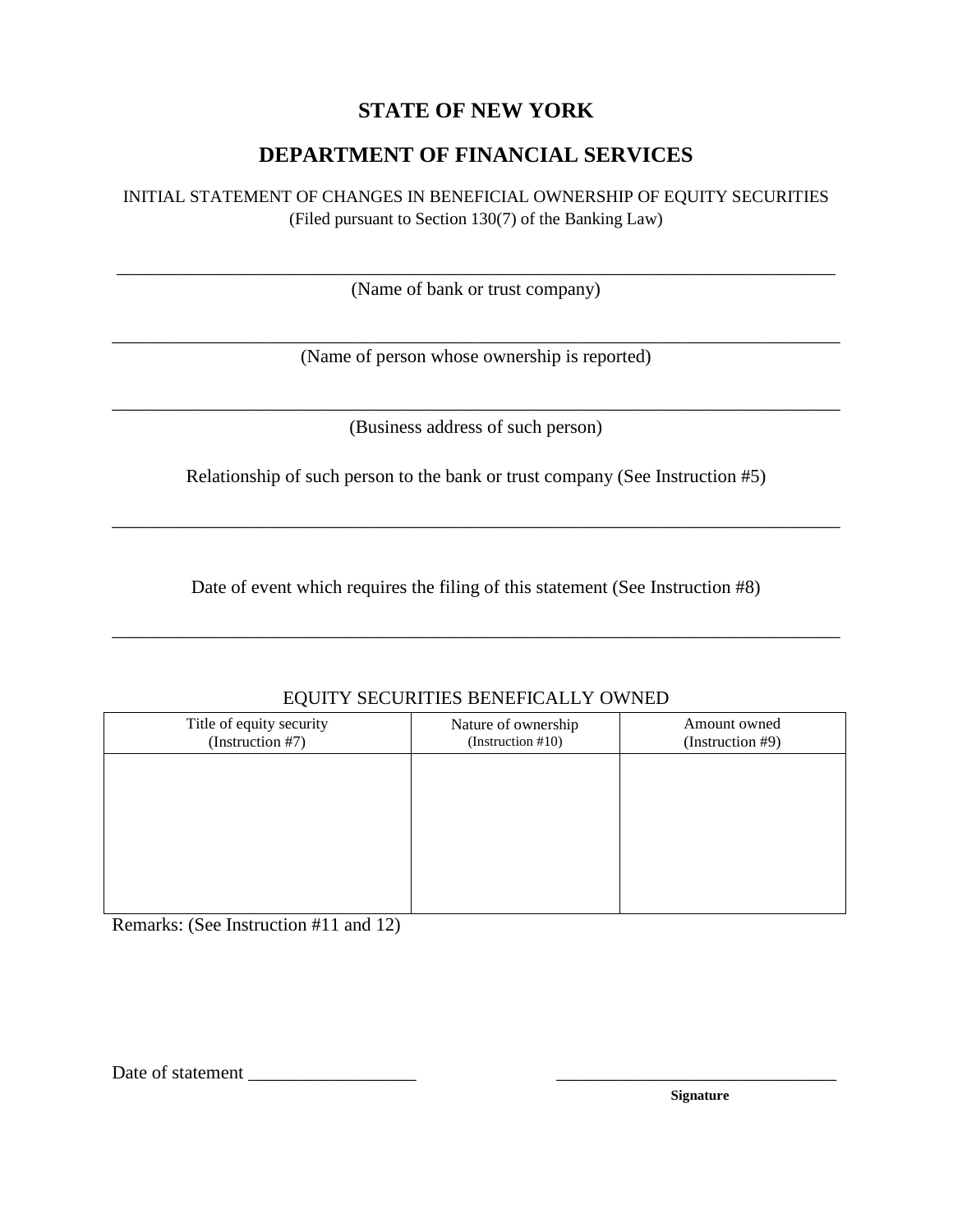# STATE OF NEW YORK

## DEPARTMENT OF FINANCIAL SERVICES

INITIAL STATEMENT OF CHANGES IN BENEFICIAL OWNERSHIP OF EQUITY SECURITIES
(Filed pursuant to Section 130(7) of the Banking Law)

_______________________________________________________________________________
(Name of bank or trust company)

_______________________________________________________________________________
(Name of person whose ownership is reported)

_______________________________________________________________________________
(Business address of such person)

Relationship of such person to the bank or trust company (See Instruction #5)

_______________________________________________________________________________

Date of event which requires the filing of this statement (See Instruction #8)

_______________________________________________________________________________

EQUITY SECURITIES BENEFICALLY OWNED

| Title of equity security (Instruction #7) | Nature of ownership (Instruction #10) | Amount owned (Instruction #9) |
|---|---|---|
| | | |

Remarks: (See Instruction #11 and 12)

Date of statement __________________ _______________________________
Signature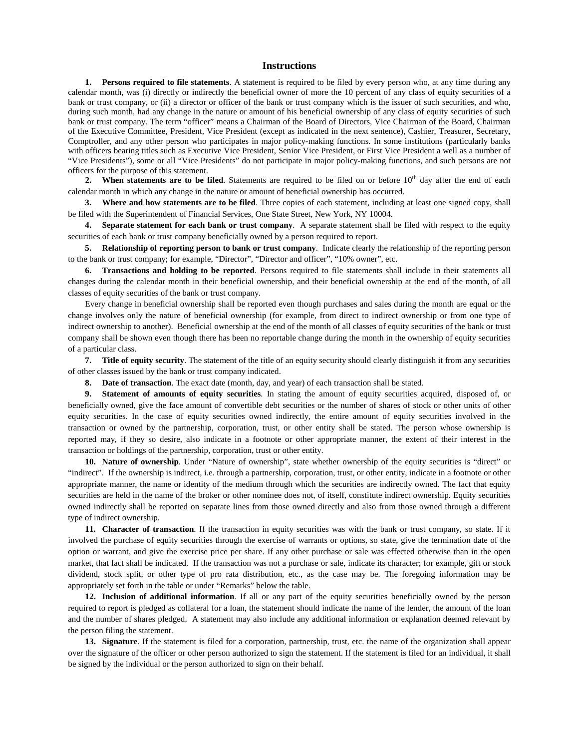# Instructions

**1. Persons required to file statements**. A statement is required to be filed by every person who, at any time during any calendar month, was (i) directly or indirectly the beneficial owner of more the 10 percent of any class of equity securities of a bank or trust company, or (ii) a director or officer of the bank or trust company which is the issuer of such securities, and who, during such month, had any change in the nature or amount of his beneficial ownership of any class of equity securities of such bank or trust company. The term "officer" means a Chairman of the Board of Directors, Vice Chairman of the Board, Chairman of the Executive Committee, President, Vice President (except as indicated in the next sentence), Cashier, Treasurer, Secretary, Comptroller, and any other person who participates in major policy-making functions. In some institutions (particularly banks with officers bearing titles such as Executive Vice President, Senior Vice President, or First Vice President a well as a number of "Vice Presidents"), some or all "Vice Presidents" do not participate in major policy-making functions, and such persons are not officers for the purpose of this statement.

**2. When statements are to be filed**. Statements are required to be filed on or before 10th day after the end of each calendar month in which any change in the nature or amount of beneficial ownership has occurred.

**3. Where and how statements are to be filed**. Three copies of each statement, including at least one signed copy, shall be filed with the Superintendent of Financial Services, One State Street, New York, NY 10004.

**4. Separate statement for each bank or trust company**. A separate statement shall be filed with respect to the equity securities of each bank or trust company beneficially owned by a person required to report.

**5. Relationship of reporting person to bank or trust company**. Indicate clearly the relationship of the reporting person to the bank or trust company; for example, "Director", "Director and officer", "10% owner", etc.

**6. Transactions and holding to be reported**. Persons required to file statements shall include in their statements all changes during the calendar month in their beneficial ownership, and their beneficial ownership at the end of the month, of all classes of equity securities of the bank or trust company.

Every change in beneficial ownership shall be reported even though purchases and sales during the month are equal or the change involves only the nature of beneficial ownership (for example, from direct to indirect ownership or from one type of indirect ownership to another). Beneficial ownership at the end of the month of all classes of equity securities of the bank or trust company shall be shown even though there has been no reportable change during the month in the ownership of equity securities of a particular class.

**7. Title of equity security**. The statement of the title of an equity security should clearly distinguish it from any securities of other classes issued by the bank or trust company indicated.

**8. Date of transaction**. The exact date (month, day, and year) of each transaction shall be stated.

**9. Statement of amounts of equity securities**. In stating the amount of equity securities acquired, disposed of, or beneficially owned, give the face amount of convertible debt securities or the number of shares of stock or other units of other equity securities. In the case of equity securities owned indirectly, the entire amount of equity securities involved in the transaction or owned by the partnership, corporation, trust, or other entity shall be stated. The person whose ownership is reported may, if they so desire, also indicate in a footnote or other appropriate manner, the extent of their interest in the transaction or holdings of the partnership, corporation, trust or other entity.

**10. Nature of ownership**. Under "Nature of ownership", state whether ownership of the equity securities is "direct" or "indirect". If the ownership is indirect, i.e. through a partnership, corporation, trust, or other entity, indicate in a footnote or other appropriate manner, the name or identity of the medium through which the securities are indirectly owned. The fact that equity securities are held in the name of the broker or other nominee does not, of itself, constitute indirect ownership. Equity securities owned indirectly shall be reported on separate lines from those owned directly and also from those owned through a different type of indirect ownership.

**11. Character of transaction**. If the transaction in equity securities was with the bank or trust company, so state. If it involved the purchase of equity securities through the exercise of warrants or options, so state, give the termination date of the option or warrant, and give the exercise price per share. If any other purchase or sale was effected otherwise than in the open market, that fact shall be indicated. If the transaction was not a purchase or sale, indicate its character; for example, gift or stock dividend, stock split, or other type of pro rata distribution, etc., as the case may be. The foregoing information may be appropriately set forth in the table or under "Remarks" below the table.

**12. Inclusion of additional information**. If all or any part of the equity securities beneficially owned by the person required to report is pledged as collateral for a loan, the statement should indicate the name of the lender, the amount of the loan and the number of shares pledged. A statement may also include any additional information or explanation deemed relevant by the person filing the statement.

**13. Signature**. If the statement is filed for a corporation, partnership, trust, etc. the name of the organization shall appear over the signature of the officer or other person authorized to sign the statement. If the statement is filed for an individual, it shall be signed by the individual or the person authorized to sign on their behalf.